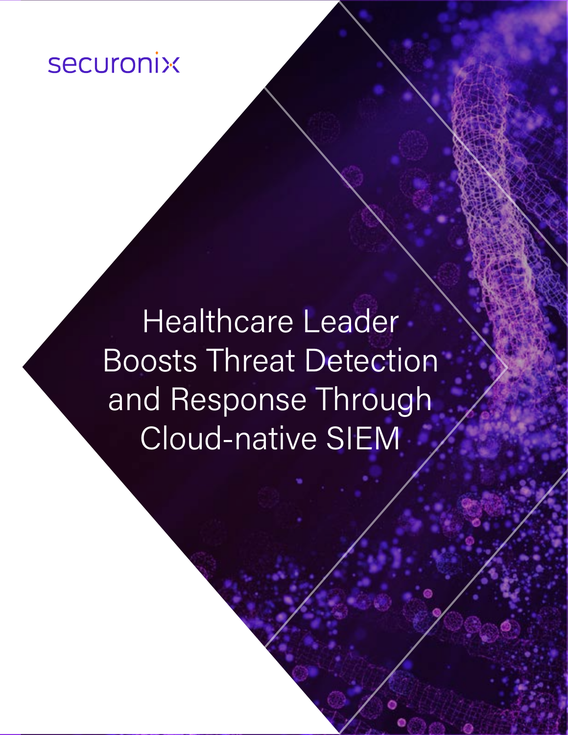securonix

# Healthcare Leader Boosts Threat Detection and Response Through Cloud-native SIEM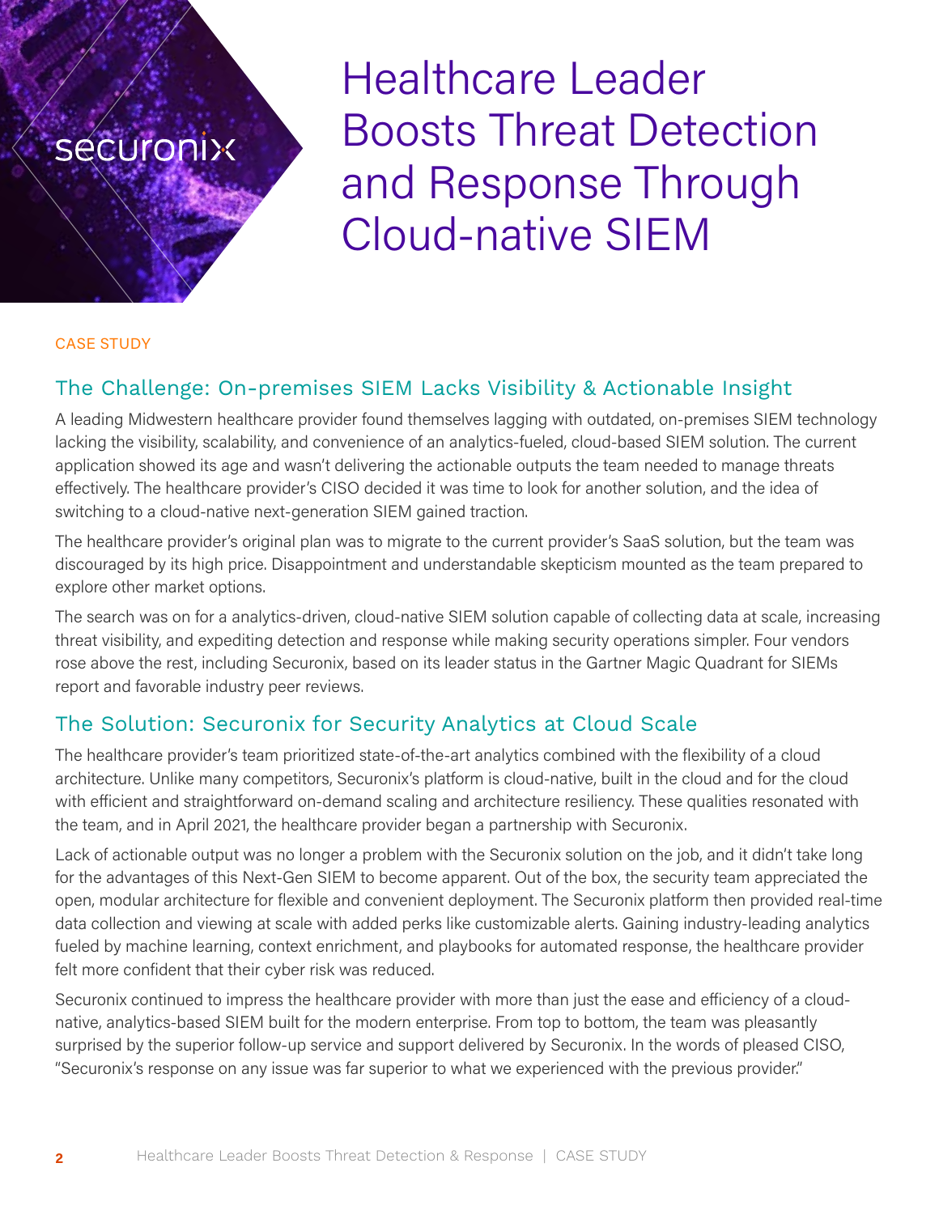# Healthcare Leader Boosts Threat Detection and Response Through Cloud-native SIEM

CASE STUDY

## The Challenge: On-premises SIEM Lacks Visibility & Actionable Insight

A leading Midwestern healthcare provider found themselves lagging with outdated, on-premises SIEM technology lacking the visibility, scalability, and convenience of an analytics-fueled, cloud-based SIEM solution. The current application showed its age and wasn't delivering the actionable outputs the team needed to manage threats effectively. The healthcare provider's CISO decided it was time to look for another solution, and the idea of switching to a cloud-native next-generation SIEM gained traction.

The healthcare provider's original plan was to migrate to the current provider's SaaS solution, but the team was discouraged by its high price. Disappointment and understandable skepticism mounted as the team prepared to explore other market options.

The search was on for a analytics-driven, cloud-native SIEM solution capable of collecting data at scale, increasing threat visibility, and expediting detection and response while making security operations simpler. Four vendors rose above the rest, including Securonix, based on its leader status in the Gartner Magic Quadrant for SIEMs report and favorable industry peer reviews.

## The Solution: Securonix for Security Analytics at Cloud Scale

The healthcare provider's team prioritized state-of-the-art analytics combined with the flexibility of a cloud architecture. Unlike many competitors, Securonix's platform is cloud-native, built in the cloud and for the cloud with efficient and straightforward on-demand scaling and architecture resiliency. These qualities resonated with the team, and in April 2021, the healthcare provider began a partnership with Securonix.

Lack of actionable output was no longer a problem with the Securonix solution on the job, and it didn't take long for the advantages of this Next-Gen SIEM to become apparent. Out of the box, the security team appreciated the open, modular architecture for flexible and convenient deployment. The Securonix platform then provided real-time data collection and viewing at scale with added perks like customizable alerts. Gaining industry-leading analytics fueled by machine learning, context enrichment, and playbooks for automated response, the healthcare provider felt more confident that their cyber risk was reduced.

Securonix continued to impress the healthcare provider with more than just the ease and efficiency of a cloud-native, analytics-based SIEM built for the modern enterprise. From top to bottom, the team was pleasantly surprised by the superior follow-up service and support delivered by Securonix. In the words of pleased CISO, "Securonix's response on any issue was far superior to what we experienced with the previous provider."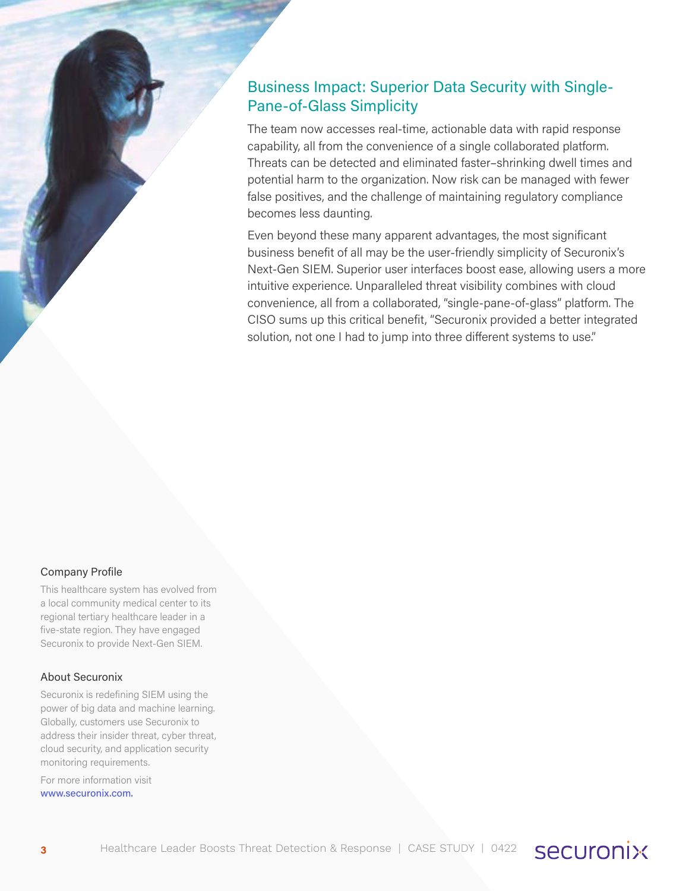## Business Impact: Superior Data Security with Single-Pane-of-Glass Simplicity

The team now accesses real-time, actionable data with rapid response capability, all from the convenience of a single collaborated platform. Threats can be detected and eliminated faster–shrinking dwell times and potential harm to the organization. Now risk can be managed with fewer false positives, and the challenge of maintaining regulatory compliance becomes less daunting.

Even beyond these many apparent advantages, the most significant business benefit of all may be the user-friendly simplicity of Securonix's Next-Gen SIEM. Superior user interfaces boost ease, allowing users a more intuitive experience. Unparalleled threat visibility combines with cloud convenience, all from a collaborated, "single-pane-of-glass" platform. The CISO sums up this critical benefit, "Securonix provided a better integrated solution, not one I had to jump into three different systems to use."

### Company Profile

This healthcare system has evolved from a local community medical center to its regional tertiary healthcare leader in a five-state region. They have engaged Securonix to provide Next-Gen SIEM.

### About Securonix

Securonix is redefining SIEM using the power of big data and machine learning. Globally, customers use Securonix to address their insider threat, cyber threat, cloud security, and application security monitoring requirements.

For more information visit www.securonix.com.